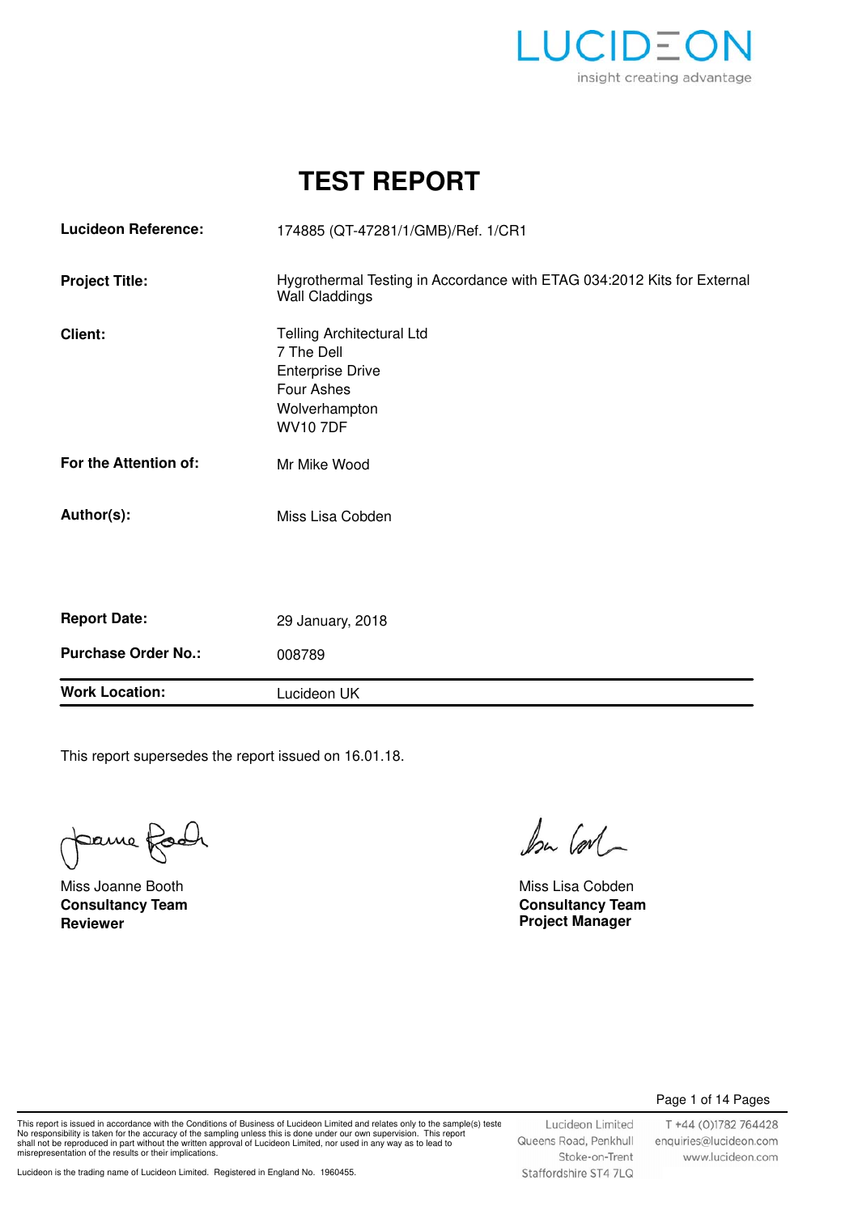LUCIDEON
insight creating advantage

# TEST REPORT

| | |
|---|---|
| **Lucideon Reference:** | 174885 (QT-47281/1/GMB)/Ref. 1/CR1 |
| **Project Title:** | Hygrothermal Testing in Accordance with ETAG 034:2012 Kits for External Wall Claddings |
| **Client:** | Telling Architectural Ltd<br>7 The Dell<br>Enterprise Drive<br>Four Ashes<br>Wolverhampton<br>WV10 7DF |
| **For the Attention of:** | Mr Mike Wood |
| **Author(s):** | Miss Lisa Cobden |
| **Report Date:** | 29 January, 2018 |
| **Purchase Order No.:** | 008789 |
| **Work Location:** | Lucideon UK |

This report supersedes the report issued on 16.01.18.

Miss Joanne Booth
**Consultancy Team**
**Reviewer**

Miss Lisa Cobden
**Consultancy Team**
**Project Manager**

This report is issued in accordance with the Conditions of Business of Lucideon Limited and relates only to the sample(s) teste No responsibility is taken for the accuracy of the sampling unless this is done under our own supervision. This report shall not be reproduced in part without the written approval of Lucideon Limited, nor used in any way as to lead to misrepresentation of the results or their implications.

Lucideon is the trading name of Lucideon Limited. Registered in England No. 1960455.

Lucideon Limited
Queens Road, Penkhull
Stoke-on-Trent
Staffordshire ST4 7LQ

T +44 (0)1782 764428
enquiries@lucideon.com
www.lucideon.com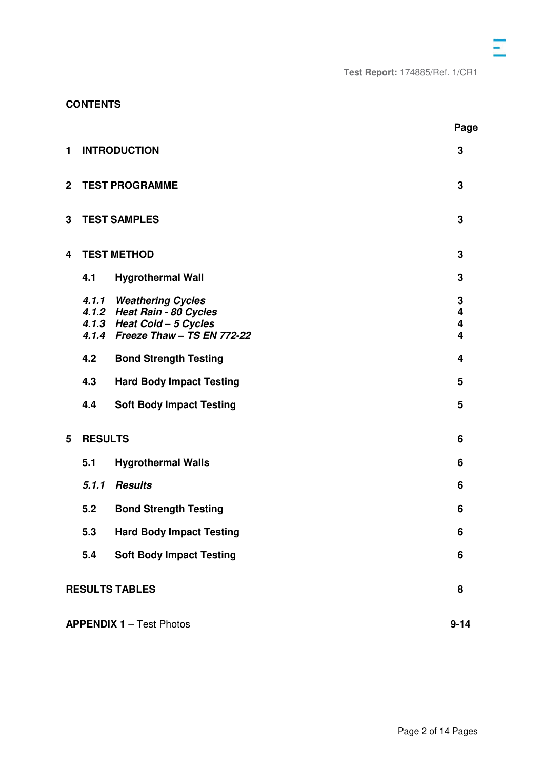Test Report: 174885/Ref. 1/CR1

## CONTENTS

| | | Page |
|---|---|---|
| **1** | **INTRODUCTION** | **3** |
| **2** | **TEST PROGRAMME** | **3** |
| **3** | **TEST SAMPLES** | **3** |
| **4** | **TEST METHOD** | **3** |
| **4.1** | **Hygrothermal Wall** | **3** |
| ***4.1.1*** | ***Weathering Cycles*** | **3** |
| ***4.1.2*** | ***Heat Rain - 80 Cycles*** | **4** |
| ***4.1.3*** | ***Heat Cold – 5 Cycles*** | **4** |
| ***4.1.4*** | ***Freeze Thaw – TS EN 772-22*** | **4** |
| **4.2** | **Bond Strength Testing** | **4** |
| **4.3** | **Hard Body Impact Testing** | **5** |
| **4.4** | **Soft Body Impact Testing** | **5** |
| **5** | **RESULTS** | **6** |
| **5.1** | **Hygrothermal Walls** | **6** |
| ***5.1.1*** | ***Results*** | **6** |
| **5.2** | **Bond Strength Testing** | **6** |
| **5.3** | **Hard Body Impact Testing** | **6** |
| **5.4** | **Soft Body Impact Testing** | **6** |
| | **RESULTS TABLES** | **8** |
| | **APPENDIX 1** – Test Photos | **9-14** |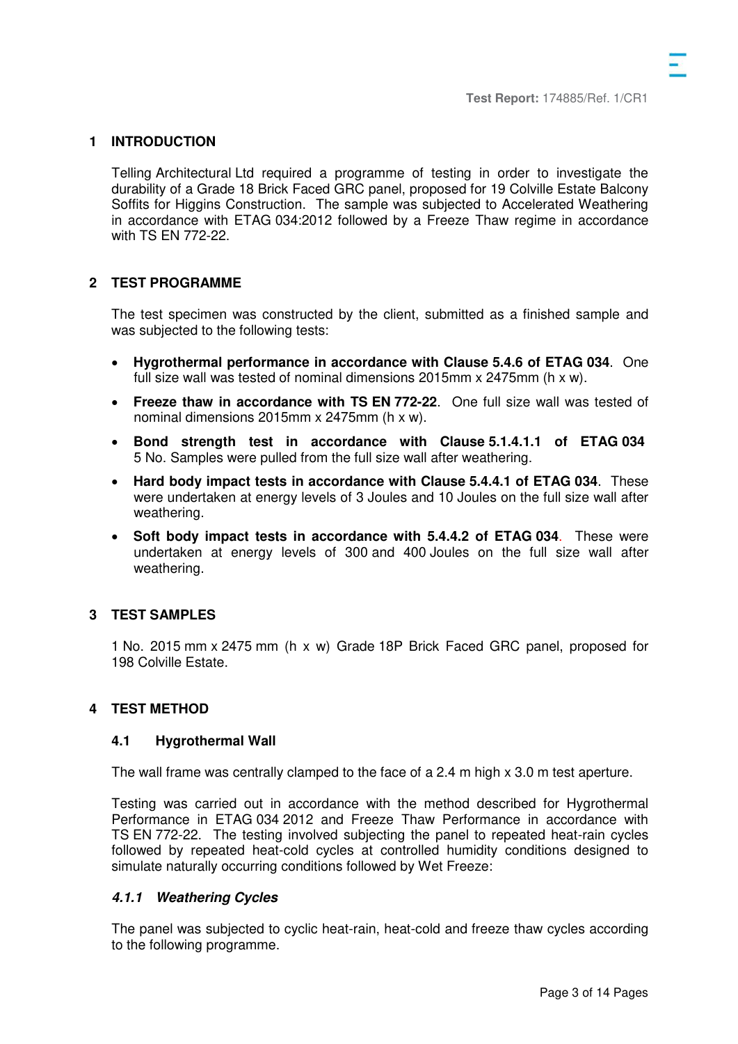## 1 INTRODUCTION

Telling Architectural Ltd required a programme of testing in order to investigate the durability of a Grade 18 Brick Faced GRC panel, proposed for 19 Colville Estate Balcony Soffits for Higgins Construction. The sample was subjected to Accelerated Weathering in accordance with ETAG 034:2012 followed by a Freeze Thaw regime in accordance with TS EN 772-22.

## 2 TEST PROGRAMME

The test specimen was constructed by the client, submitted as a finished sample and was subjected to the following tests:

- **Hygrothermal performance in accordance with Clause 5.4.6 of ETAG 034**. One full size wall was tested of nominal dimensions 2015mm x 2475mm (h x w).
- **Freeze thaw in accordance with TS EN 772-22**. One full size wall was tested of nominal dimensions 2015mm x 2475mm (h x w).
- **Bond strength test in accordance with Clause 5.1.4.1.1 of ETAG 034** 5 No. Samples were pulled from the full size wall after weathering.
- **Hard body impact tests in accordance with Clause 5.4.4.1 of ETAG 034**. These were undertaken at energy levels of 3 Joules and 10 Joules on the full size wall after weathering.
- **Soft body impact tests in accordance with 5.4.4.2 of ETAG 034**. These were undertaken at energy levels of 300 and 400 Joules on the full size wall after weathering.

## 3 TEST SAMPLES

1 No. 2015 mm x 2475 mm (h x w) Grade 18P Brick Faced GRC panel, proposed for 198 Colville Estate.

## 4 TEST METHOD

### 4.1 Hygrothermal Wall

The wall frame was centrally clamped to the face of a 2.4 m high x 3.0 m test aperture.

Testing was carried out in accordance with the method described for Hygrothermal Performance in ETAG 034 2012 and Freeze Thaw Performance in accordance with TS EN 772-22. The testing involved subjecting the panel to repeated heat-rain cycles followed by repeated heat-cold cycles at controlled humidity conditions designed to simulate naturally occurring conditions followed by Wet Freeze:

#### *4.1.1 Weathering Cycles*

The panel was subjected to cyclic heat-rain, heat-cold and freeze thaw cycles according to the following programme.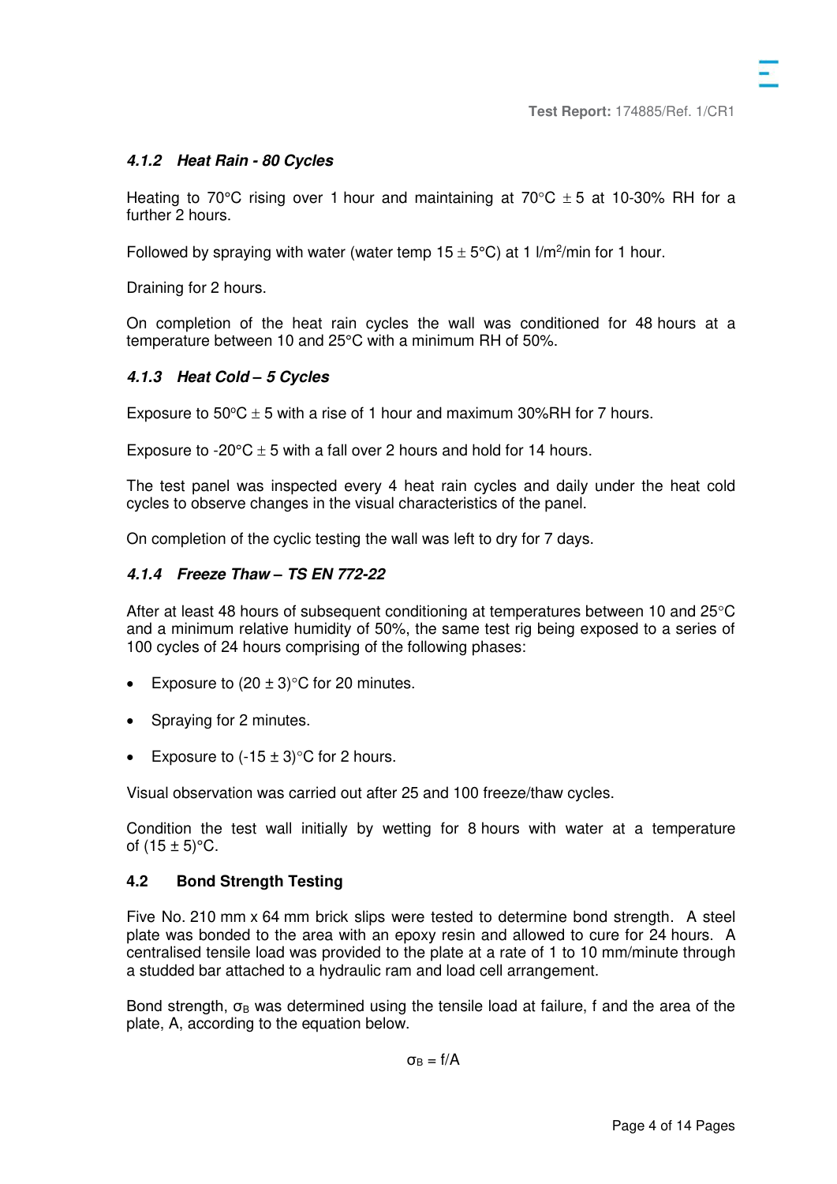#### *4.1.2 Heat Rain - 80 Cycles*

Heating to 70°C rising over 1 hour and maintaining at 70°C ± 5 at 10-30% RH for a further 2 hours.

Followed by spraying with water (water temp 15 ± 5°C) at 1 $l/m^2/min$ for 1 hour.

Draining for 2 hours.

On completion of the heat rain cycles the wall was conditioned for 48 hours at a temperature between 10 and 25°C with a minimum RH of 50%.

#### *4.1.3 Heat Cold – 5 Cycles*

Exposure to 50°C ± 5 with a rise of 1 hour and maximum 30%RH for 7 hours.

Exposure to -20°C ± 5 with a fall over 2 hours and hold for 14 hours.

The test panel was inspected every 4 heat rain cycles and daily under the heat cold cycles to observe changes in the visual characteristics of the panel.

On completion of the cyclic testing the wall was left to dry for 7 days.

#### *4.1.4 Freeze Thaw – TS EN 772-22*

After at least 48 hours of subsequent conditioning at temperatures between 10 and 25°C and a minimum relative humidity of 50%, the same test rig being exposed to a series of 100 cycles of 24 hours comprising of the following phases:

- Exposure to (20 ± 3)°C for 20 minutes.
- Spraying for 2 minutes.
- Exposure to (-15 ± 3)°C for 2 hours.

Visual observation was carried out after 25 and 100 freeze/thaw cycles.

Condition the test wall initially by wetting for 8 hours with water at a temperature of (15 ± 5)°C.

### 4.2 Bond Strength Testing

Five No. 210 mm x 64 mm brick slips were tested to determine bond strength. A steel plate was bonded to the area with an epoxy resin and allowed to cure for 24 hours. A centralised tensile load was provided to the plate at a rate of 1 to 10 mm/minute through a studded bar attached to a hydraulic ram and load cell arrangement.

Bond strength, $\sigma_B$ was determined using the tensile load at failure, f and the area of the plate, A, according to the equation below.

$$\sigma_B = f/A$$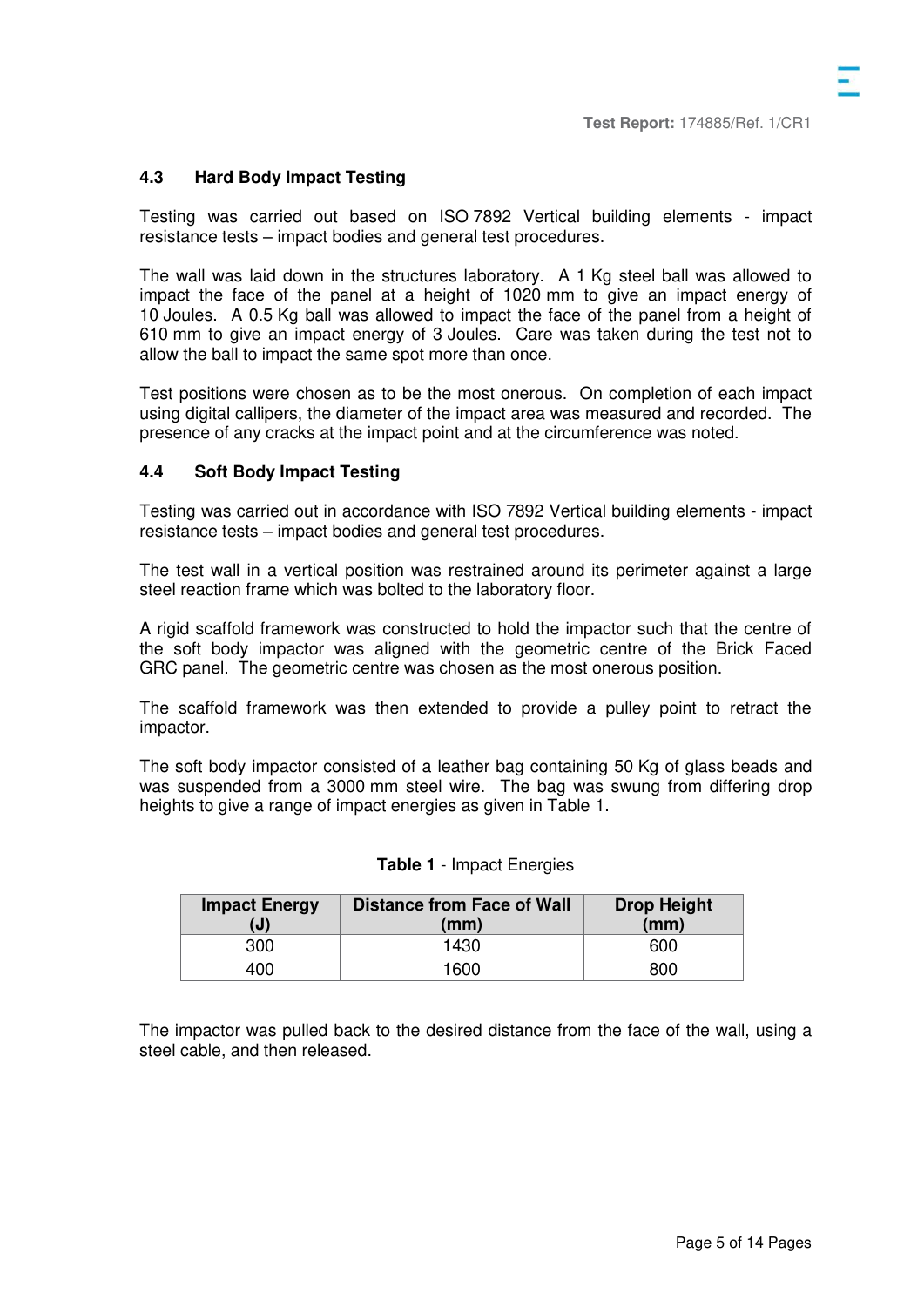### 4.3 Hard Body Impact Testing

Testing was carried out based on ISO 7892 Vertical building elements - impact resistance tests – impact bodies and general test procedures.

The wall was laid down in the structures laboratory. A 1 Kg steel ball was allowed to impact the face of the panel at a height of 1020 mm to give an impact energy of 10 Joules. A 0.5 Kg ball was allowed to impact the face of the panel from a height of 610 mm to give an impact energy of 3 Joules. Care was taken during the test not to allow the ball to impact the same spot more than once.

Test positions were chosen as to be the most onerous. On completion of each impact using digital callipers, the diameter of the impact area was measured and recorded. The presence of any cracks at the impact point and at the circumference was noted.

### 4.4 Soft Body Impact Testing

Testing was carried out in accordance with ISO 7892 Vertical building elements - impact resistance tests – impact bodies and general test procedures.

The test wall in a vertical position was restrained around its perimeter against a large steel reaction frame which was bolted to the laboratory floor.

A rigid scaffold framework was constructed to hold the impactor such that the centre of the soft body impactor was aligned with the geometric centre of the Brick Faced GRC panel. The geometric centre was chosen as the most onerous position.

The scaffold framework was then extended to provide a pulley point to retract the impactor.

The soft body impactor consisted of a leather bag containing 50 Kg of glass beads and was suspended from a 3000 mm steel wire. The bag was swung from differing drop heights to give a range of impact energies as given in Table 1.

**Table 1** - Impact Energies

| Impact Energy (J) | Distance from Face of Wall (mm) | Drop Height (mm) |
|---|---|---|
| 300 | 1430 | 600 |
| 400 | 1600 | 800 |

The impactor was pulled back to the desired distance from the face of the wall, using a steel cable, and then released.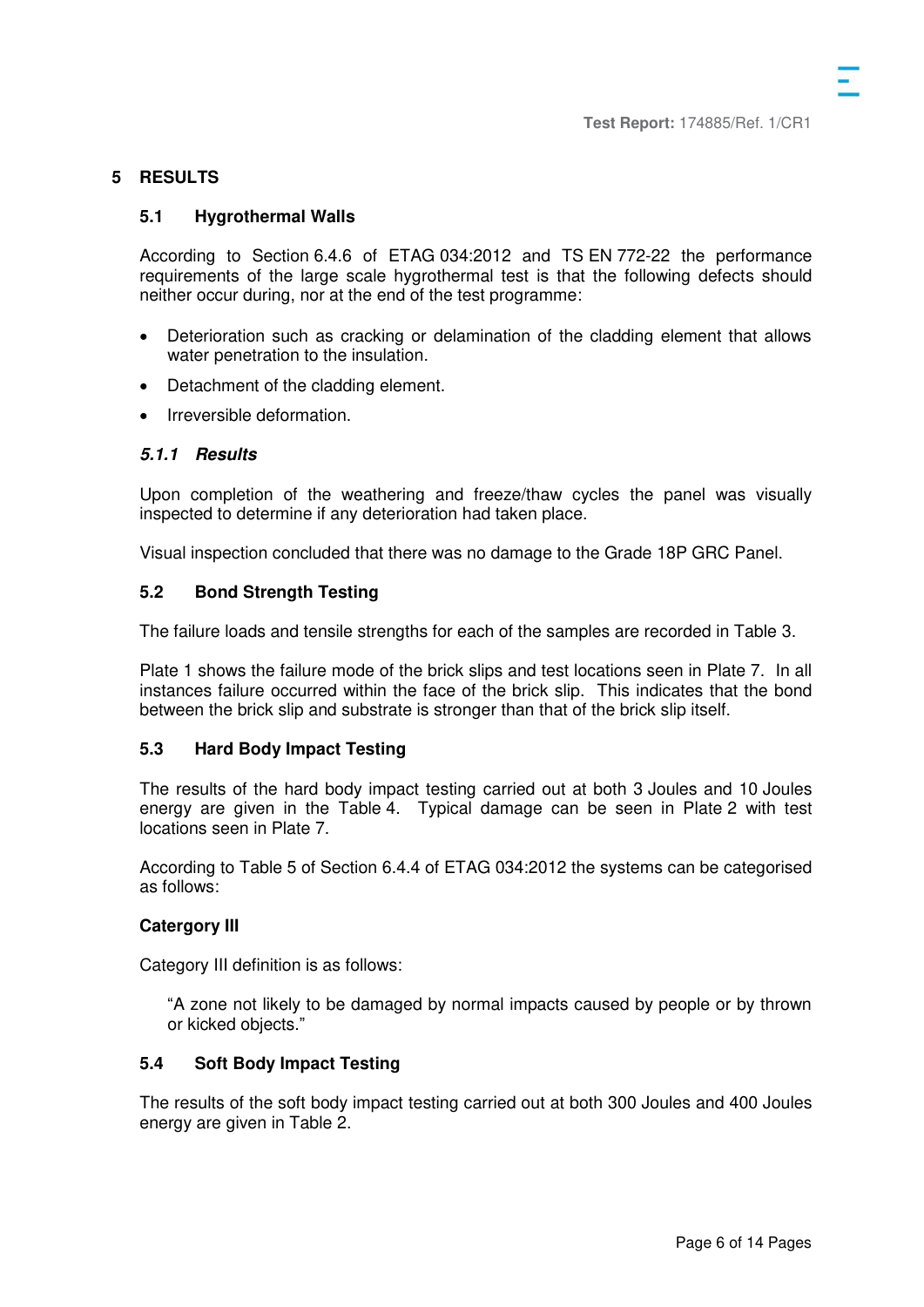# 5 RESULTS

## 5.1 Hygrothermal Walls

According to Section 6.4.6 of ETAG 034:2012 and TS EN 772-22 the performance requirements of the large scale hygrothermal test is that the following defects should neither occur during, nor at the end of the test programme:

- Deterioration such as cracking or delamination of the cladding element that allows water penetration to the insulation.
- Detachment of the cladding element.
- Irreversible deformation.

### *5.1.1 Results*

Upon completion of the weathering and freeze/thaw cycles the panel was visually inspected to determine if any deterioration had taken place.

Visual inspection concluded that there was no damage to the Grade 18P GRC Panel.

## 5.2 Bond Strength Testing

The failure loads and tensile strengths for each of the samples are recorded in Table 3.

Plate 1 shows the failure mode of the brick slips and test locations seen in Plate 7. In all instances failure occurred within the face of the brick slip. This indicates that the bond between the brick slip and substrate is stronger than that of the brick slip itself.

## 5.3 Hard Body Impact Testing

The results of the hard body impact testing carried out at both 3 Joules and 10 Joules energy are given in the Table 4. Typical damage can be seen in Plate 2 with test locations seen in Plate 7.

According to Table 5 of Section 6.4.4 of ETAG 034:2012 the systems can be categorised as follows:

**Catergory III**

Category III definition is as follows:

> "A zone not likely to be damaged by normal impacts caused by people or by thrown or kicked objects."

## 5.4 Soft Body Impact Testing

The results of the soft body impact testing carried out at both 300 Joules and 400 Joules energy are given in Table 2.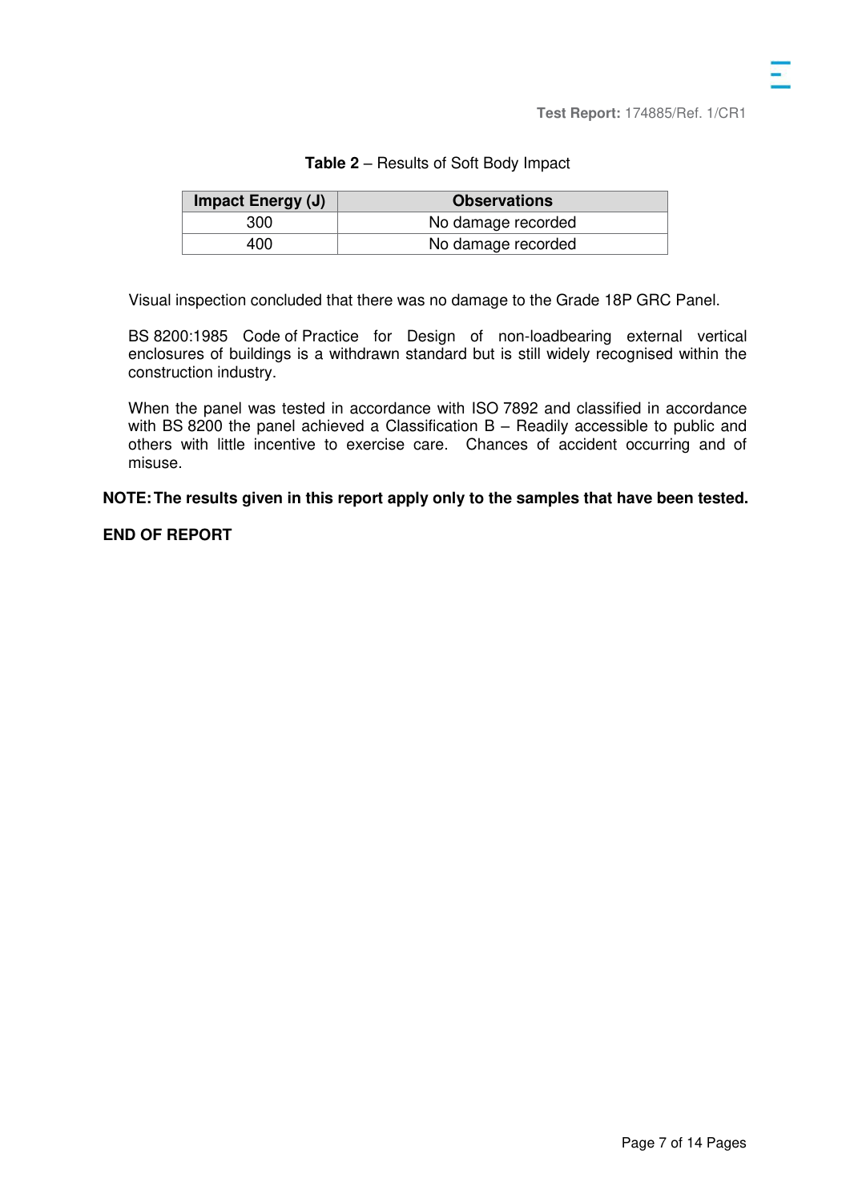**Table 2** – Results of Soft Body Impact

| Impact Energy (J) | Observations |
|---|---|
| 300 | No damage recorded |
| 400 | No damage recorded |

Visual inspection concluded that there was no damage to the Grade 18P GRC Panel.

BS 8200:1985 Code of Practice for Design of non-loadbearing external vertical enclosures of buildings is a withdrawn standard but is still widely recognised within the construction industry.

When the panel was tested in accordance with ISO 7892 and classified in accordance with BS 8200 the panel achieved a Classification B – Readily accessible to public and others with little incentive to exercise care. Chances of accident occurring and of misuse.

**NOTE: The results given in this report apply only to the samples that have been tested.**

**END OF REPORT**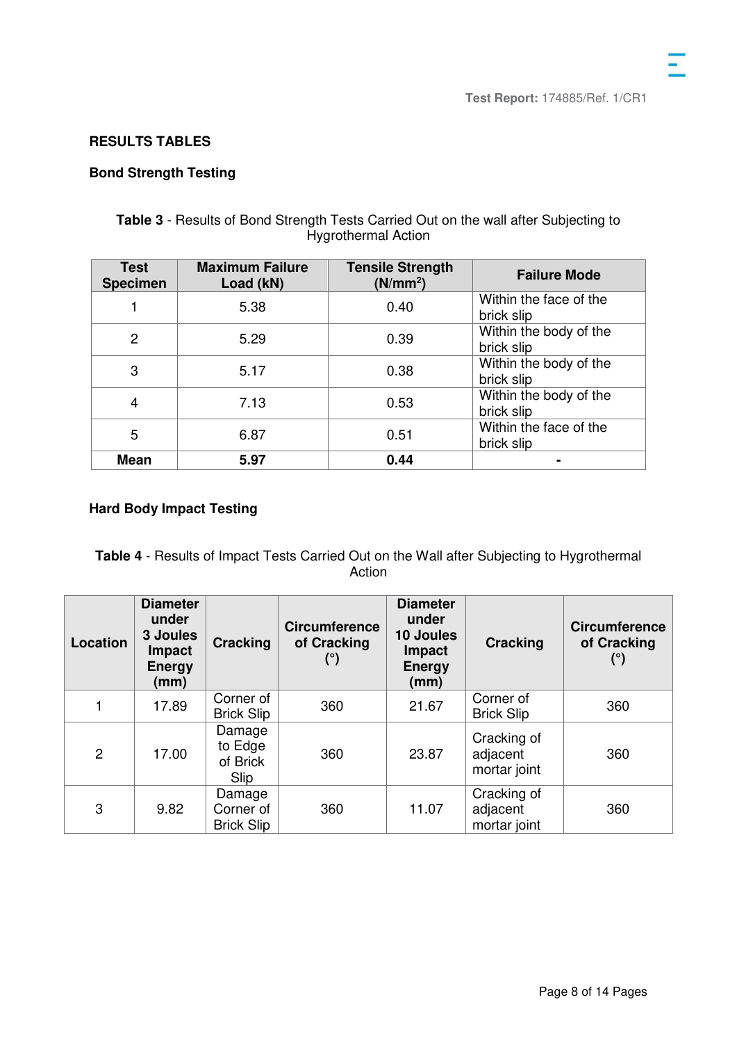## RESULTS TABLES

### Bond Strength Testing

**Table 3** - Results of Bond Strength Tests Carried Out on the wall after Subjecting to Hygrothermal Action

| Test Specimen | Maximum Failure Load (kN) | Tensile Strength ($N/mm^2$) | Failure Mode |
|---|---|---|---|
| 1 | 5.38 | 0.40 | Within the face of the brick slip |
| 2 | 5.29 | 0.39 | Within the body of the brick slip |
| 3 | 5.17 | 0.38 | Within the body of the brick slip |
| 4 | 7.13 | 0.53 | Within the body of the brick slip |
| 5 | 6.87 | 0.51 | Within the face of the brick slip |
| **Mean** | **5.97** | **0.44** | - |

### Hard Body Impact Testing

**Table 4** - Results of Impact Tests Carried Out on the Wall after Subjecting to Hygrothermal Action

| Location | Diameter under 3 Joules Impact Energy (mm) | Cracking | Circumference of Cracking (°) | Diameter under 10 Joules Impact Energy (mm) | Cracking | Circumference of Cracking (°) |
|---|---|---|---|---|---|---|
| 1 | 17.89 | Corner of Brick Slip | 360 | 21.67 | Corner of Brick Slip | 360 |
| 2 | 17.00 | Damage to Edge of Brick Slip | 360 | 23.87 | Cracking of adjacent mortar joint | 360 |
| 3 | 9.82 | Damage Corner of Brick Slip | 360 | 11.07 | Cracking of adjacent mortar joint | 360 |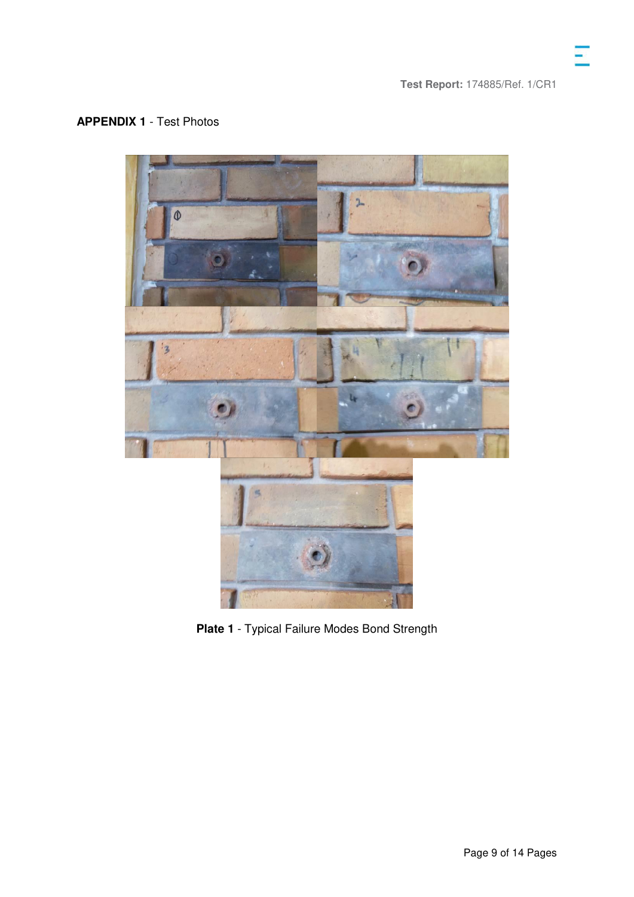**APPENDIX 1** - Test Photos

**Plate 1** - Typical Failure Modes Bond Strength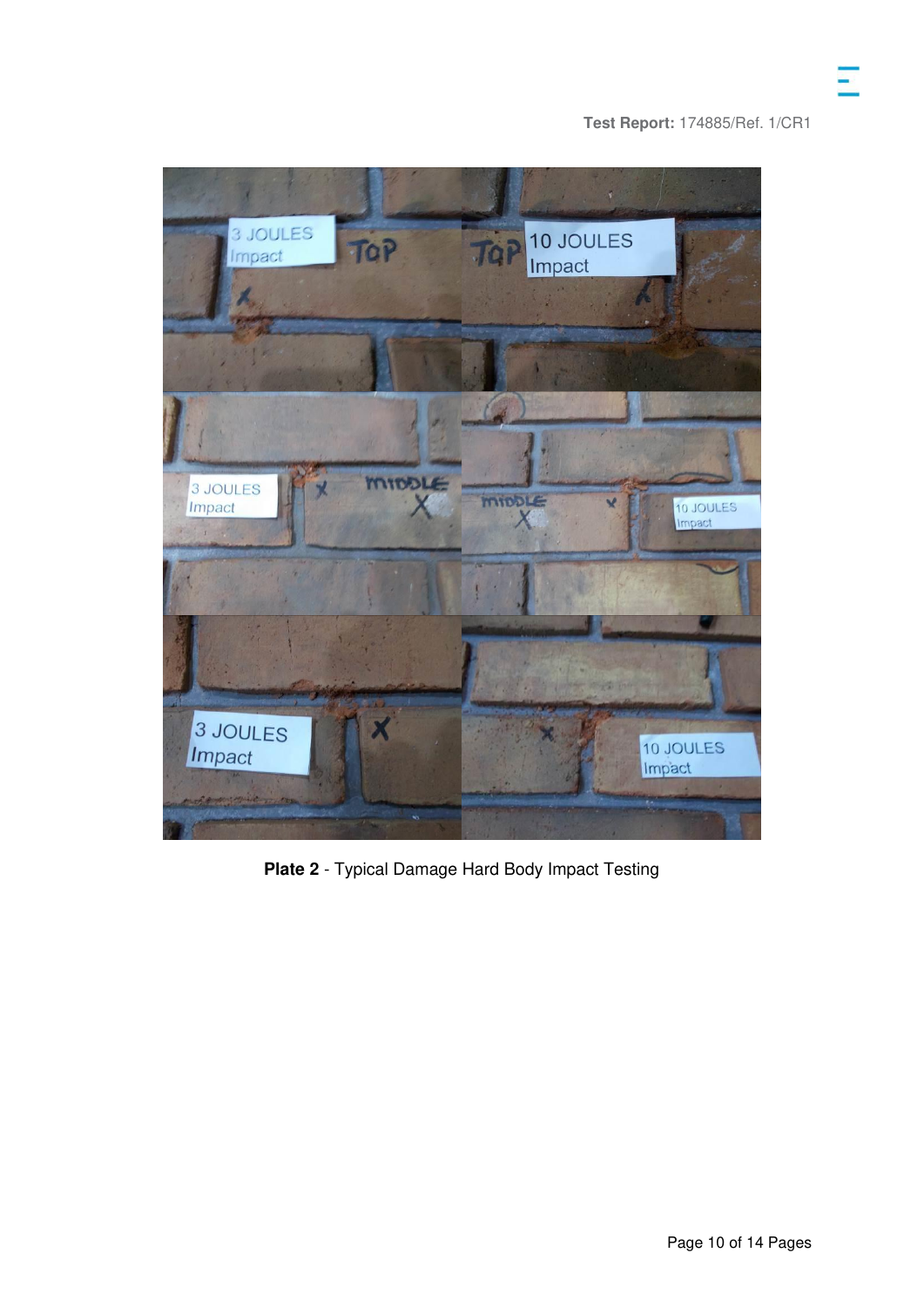**Plate 2** - Typical Damage Hard Body Impact Testing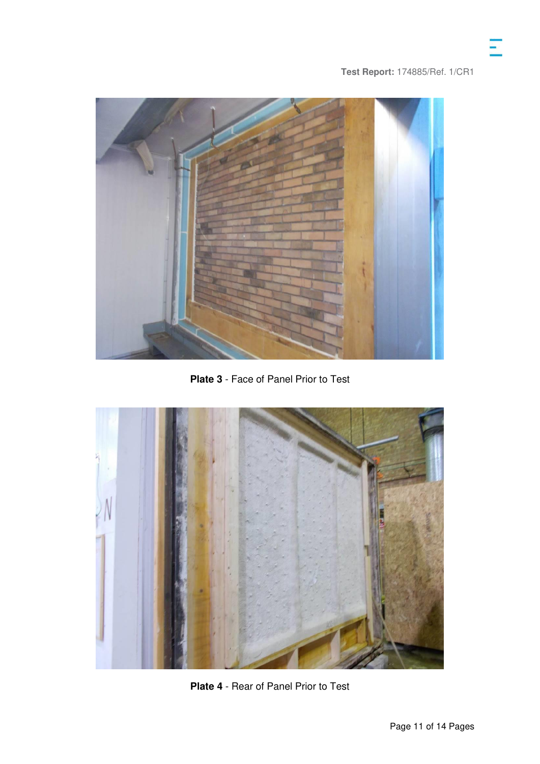**Plate 3** - Face of Panel Prior to Test

**Plate 4** - Rear of Panel Prior to Test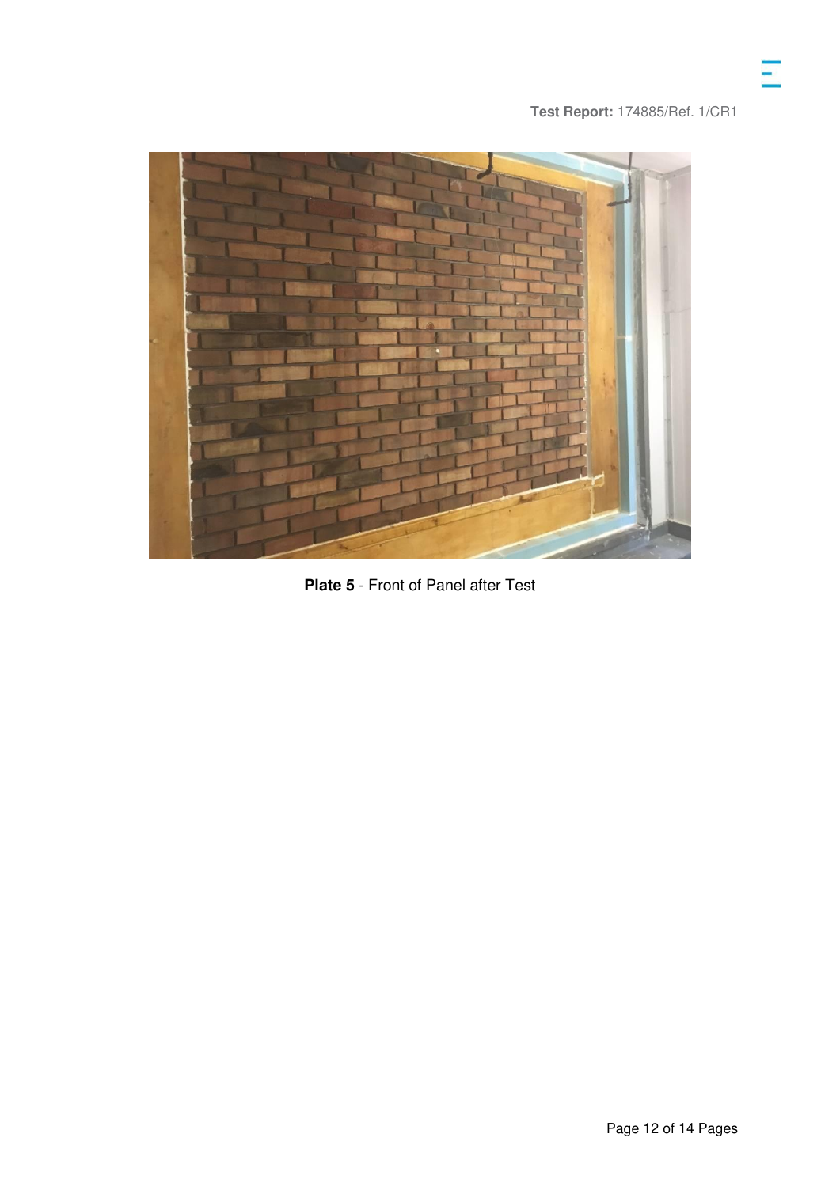**Plate 5** - Front of Panel after Test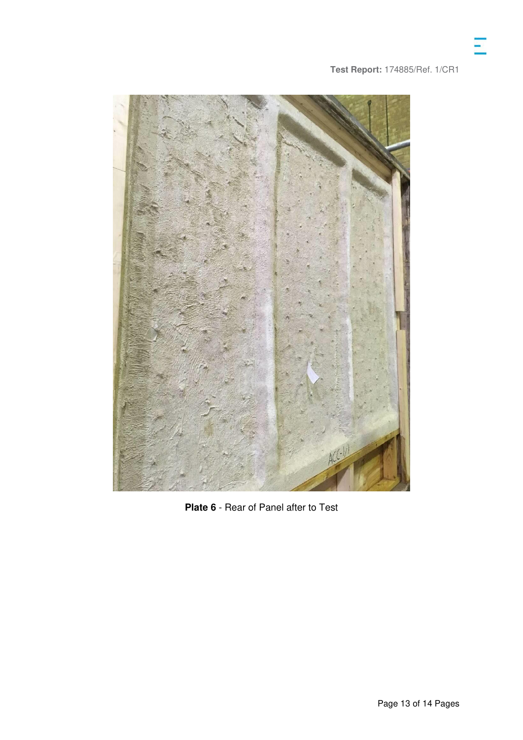**Plate 6** - Rear of Panel after to Test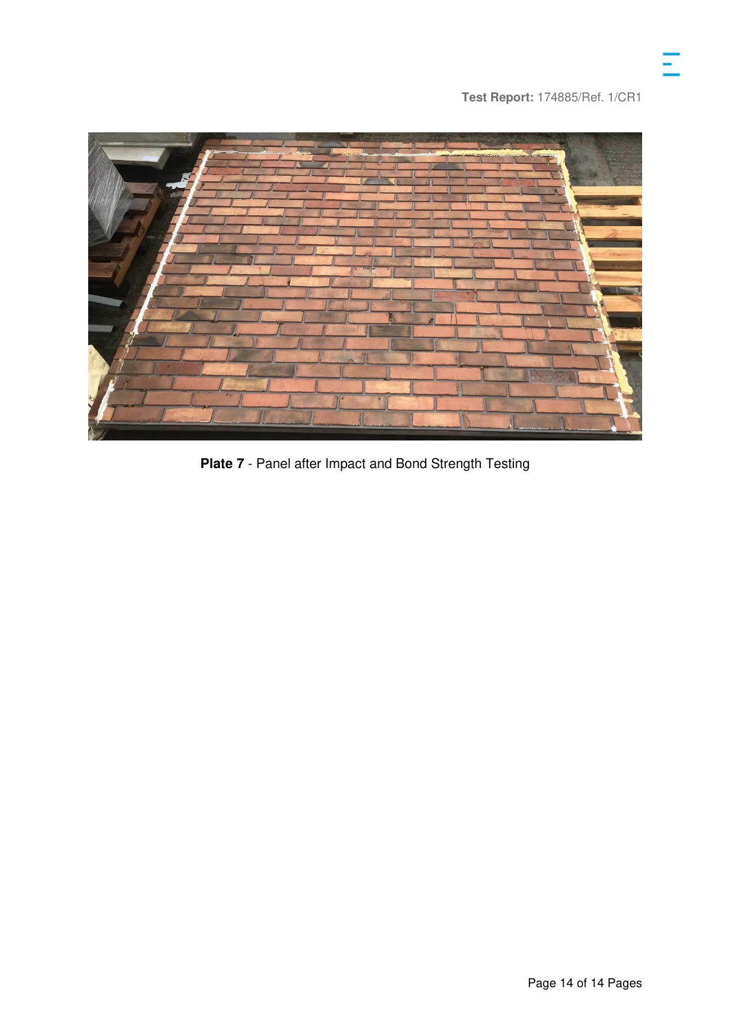**Plate 7** - Panel after Impact and Bond Strength Testing